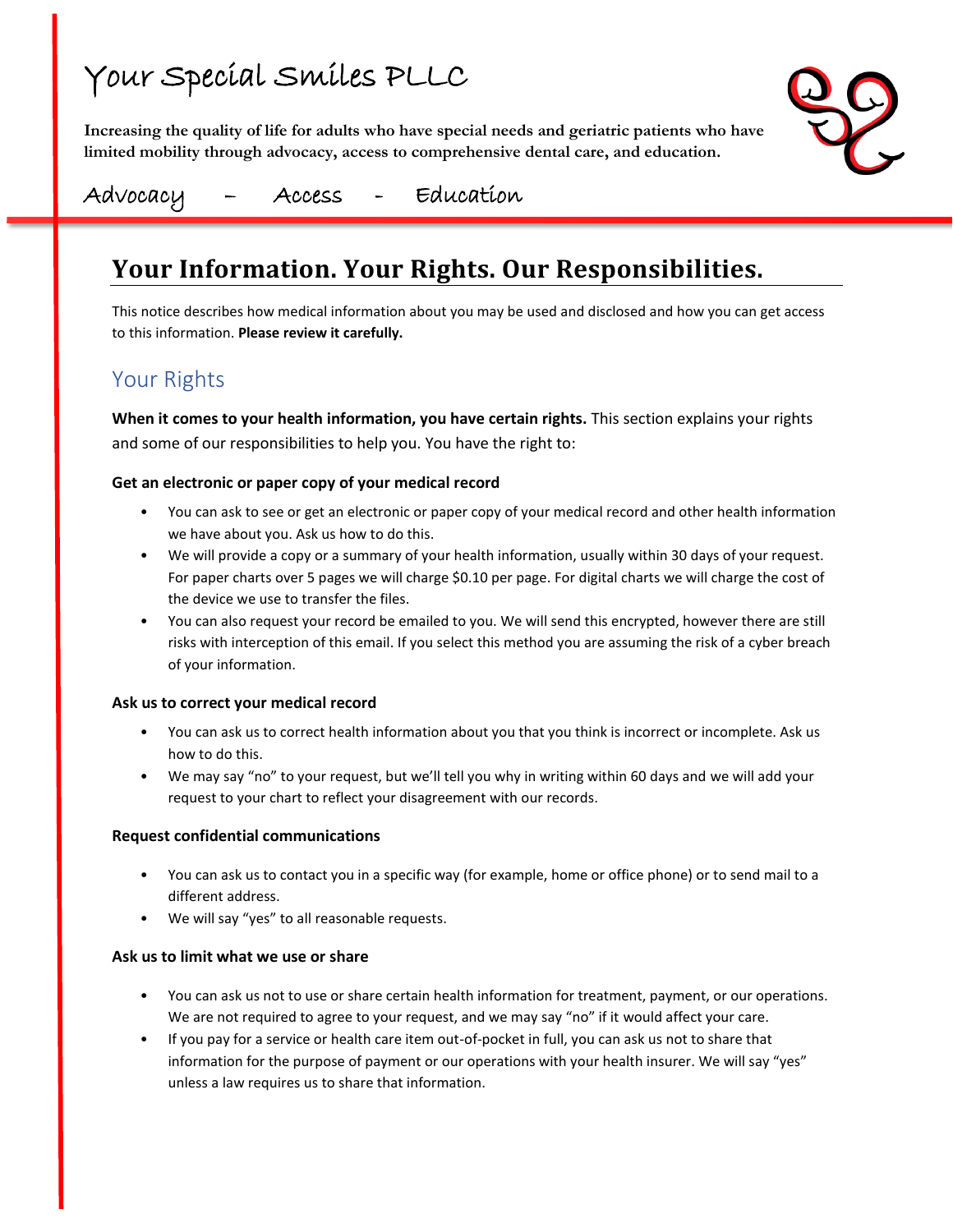# Your Special Smiles PLLC

**Increasing the quality of life for adults who have special needs and geriatric patients who have limited mobility through advocacy, access to comprehensive dental care, and education.**

Advocacy – Access - Education

## Your Information. Your Rights. Our Responsibilities.

This notice describes how medical information about you may be used and disclosed and how you can get access to this information. **Please review it carefully.**

## Your Rights

**When it comes to your health information, you have certain rights.** This section explains your rights and some of our responsibilities to help you. You have the right to:

### Get an electronic or paper copy of your medical record

- You can ask to see or get an electronic or paper copy of your medical record and other health information we have about you. Ask us how to do this.
- We will provide a copy or a summary of your health information, usually within 30 days of your request. For paper charts over 5 pages we will charge $0.10 per page. For digital charts we will charge the cost of the device we use to transfer the files.
- You can also request your record be emailed to you. We will send this encrypted, however there are still risks with interception of this email. If you select this method you are assuming the risk of a cyber breach of your information.

### Ask us to correct your medical record

- You can ask us to correct health information about you that you think is incorrect or incomplete. Ask us how to do this.
- We may say "no" to your request, but we'll tell you why in writing within 60 days and we will add your request to your chart to reflect your disagreement with our records.

### Request confidential communications

- You can ask us to contact you in a specific way (for example, home or office phone) or to send mail to a different address.
- We will say "yes" to all reasonable requests.

### Ask us to limit what we use or share

- You can ask us not to use or share certain health information for treatment, payment, or our operations. We are not required to agree to your request, and we may say "no" if it would affect your care.
- If you pay for a service or health care item out-of-pocket in full, you can ask us not to share that information for the purpose of payment or our operations with your health insurer. We will say "yes" unless a law requires us to share that information.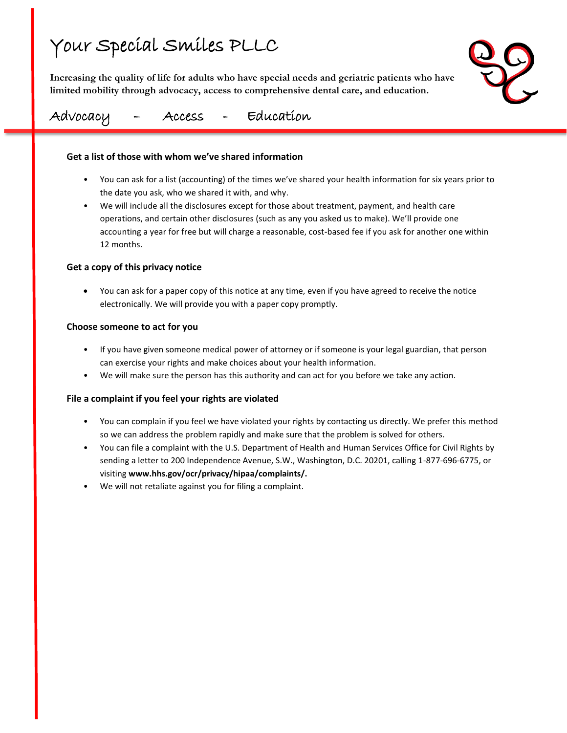### Get a list of those with whom we've shared information

- You can ask for a list (accounting) of the times we've shared your health information for six years prior to the date you ask, who we shared it with, and why.
- We will include all the disclosures except for those about treatment, payment, and health care operations, and certain other disclosures (such as any you asked us to make). We'll provide one accounting a year for free but will charge a reasonable, cost-based fee if you ask for another one within 12 months.

### Get a copy of this privacy notice

- You can ask for a paper copy of this notice at any time, even if you have agreed to receive the notice electronically. We will provide you with a paper copy promptly.

### Choose someone to act for you

- If you have given someone medical power of attorney or if someone is your legal guardian, that person can exercise your rights and make choices about your health information.
- We will make sure the person has this authority and can act for you before we take any action.

### File a complaint if you feel your rights are violated

- You can complain if you feel we have violated your rights by contacting us directly. We prefer this method so we can address the problem rapidly and make sure that the problem is solved for others.
- You can file a complaint with the U.S. Department of Health and Human Services Office for Civil Rights by sending a letter to 200 Independence Avenue, S.W., Washington, D.C. 20201, calling 1-877-696-6775, or visiting **www.hhs.gov/ocr/privacy/hipaa/complaints/.**
- We will not retaliate against you for filing a complaint.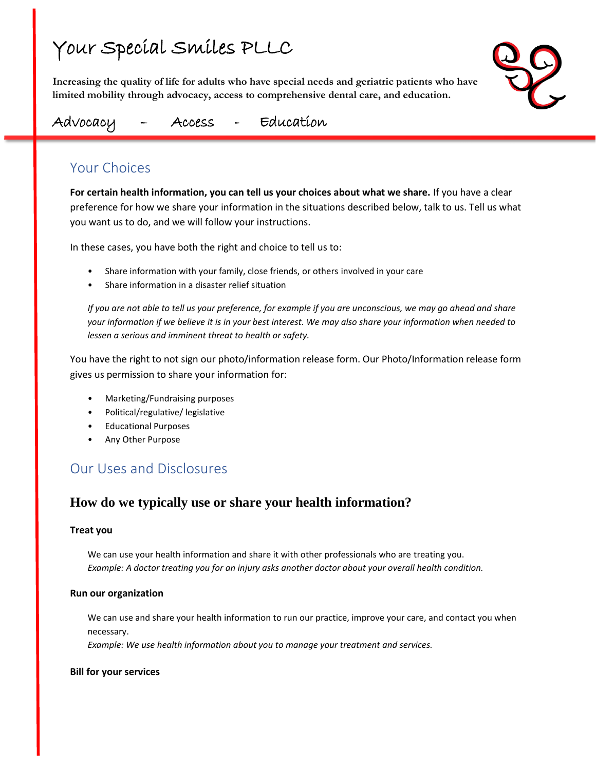# Your Special Smiles PLLC

**Increasing the quality of life for adults who have special needs and geriatric patients who have limited mobility through advocacy, access to comprehensive dental care, and education.**

Advocacy – Access - Education

## Your Choices

**For certain health information, you can tell us your choices about what we share.** If you have a clear preference for how we share your information in the situations described below, talk to us. Tell us what you want us to do, and we will follow your instructions.

In these cases, you have both the right and choice to tell us to:

- Share information with your family, close friends, or others involved in your care
- Share information in a disaster relief situation

*If you are not able to tell us your preference, for example if you are unconscious, we may go ahead and share your information if we believe it is in your best interest. We may also share your information when needed to lessen a serious and imminent threat to health or safety.*

You have the right to not sign our photo/information release form. Our Photo/Information release form gives us permission to share your information for:

- Marketing/Fundraising purposes
- Political/regulative/ legislative
- Educational Purposes
- Any Other Purpose

## Our Uses and Disclosures

### How do we typically use or share your health information?

**Treat you**

We can use your health information and share it with other professionals who are treating you.
*Example: A doctor treating you for an injury asks another doctor about your overall health condition.*

**Run our organization**

We can use and share your health information to run our practice, improve your care, and contact you when necessary.
*Example: We use health information about you to manage your treatment and services.*

**Bill for your services**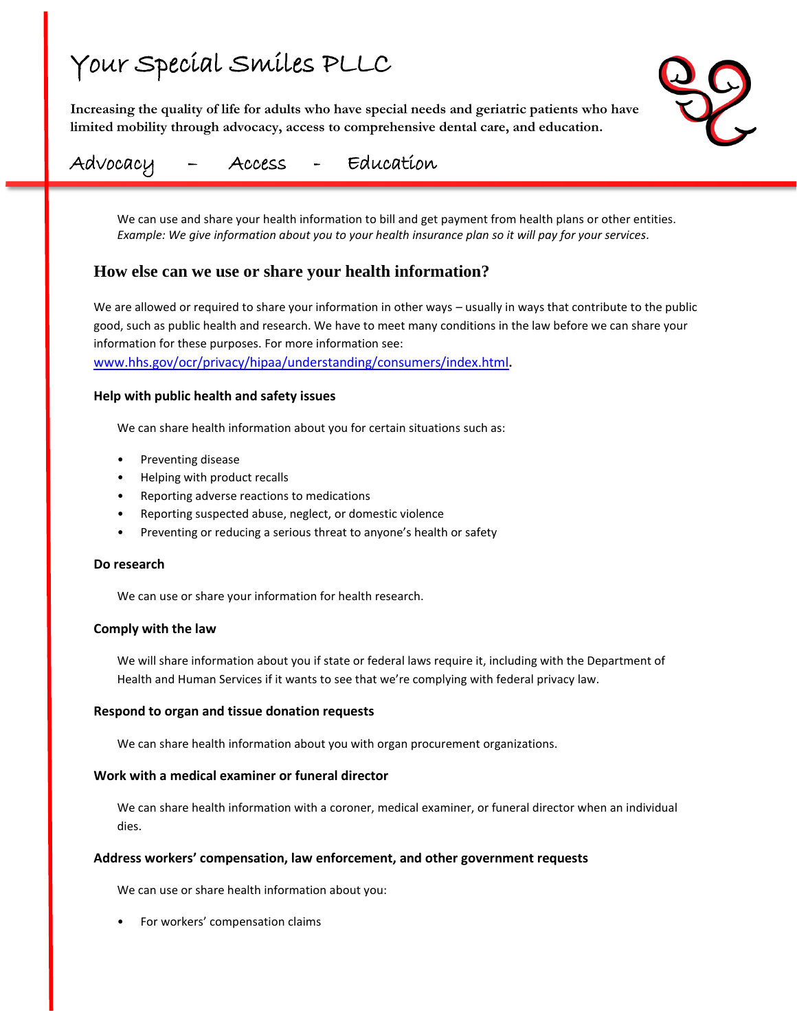We can use and share your health information to bill and get payment from health plans or other entities. *Example: We give information about you to your health insurance plan so it will pay for your services.*

## How else can we use or share your health information?

We are allowed or required to share your information in other ways – usually in ways that contribute to the public good, such as public health and research. We have to meet many conditions in the law before we can share your information for these purposes. For more information see: [www.hhs.gov/ocr/privacy/hipaa/understanding/consumers/index.html](http://www.hhs.gov/ocr/privacy/hipaa/understanding/consumers/index.html).

### Help with public health and safety issues

We can share health information about you for certain situations such as:

- Preventing disease
- Helping with product recalls
- Reporting adverse reactions to medications
- Reporting suspected abuse, neglect, or domestic violence
- Preventing or reducing a serious threat to anyone's health or safety

### Do research

We can use or share your information for health research.

### Comply with the law

We will share information about you if state or federal laws require it, including with the Department of Health and Human Services if it wants to see that we're complying with federal privacy law.

### Respond to organ and tissue donation requests

We can share health information about you with organ procurement organizations.

### Work with a medical examiner or funeral director

We can share health information with a coroner, medical examiner, or funeral director when an individual dies.

### Address workers' compensation, law enforcement, and other government requests

We can use or share health information about you:

- For workers' compensation claims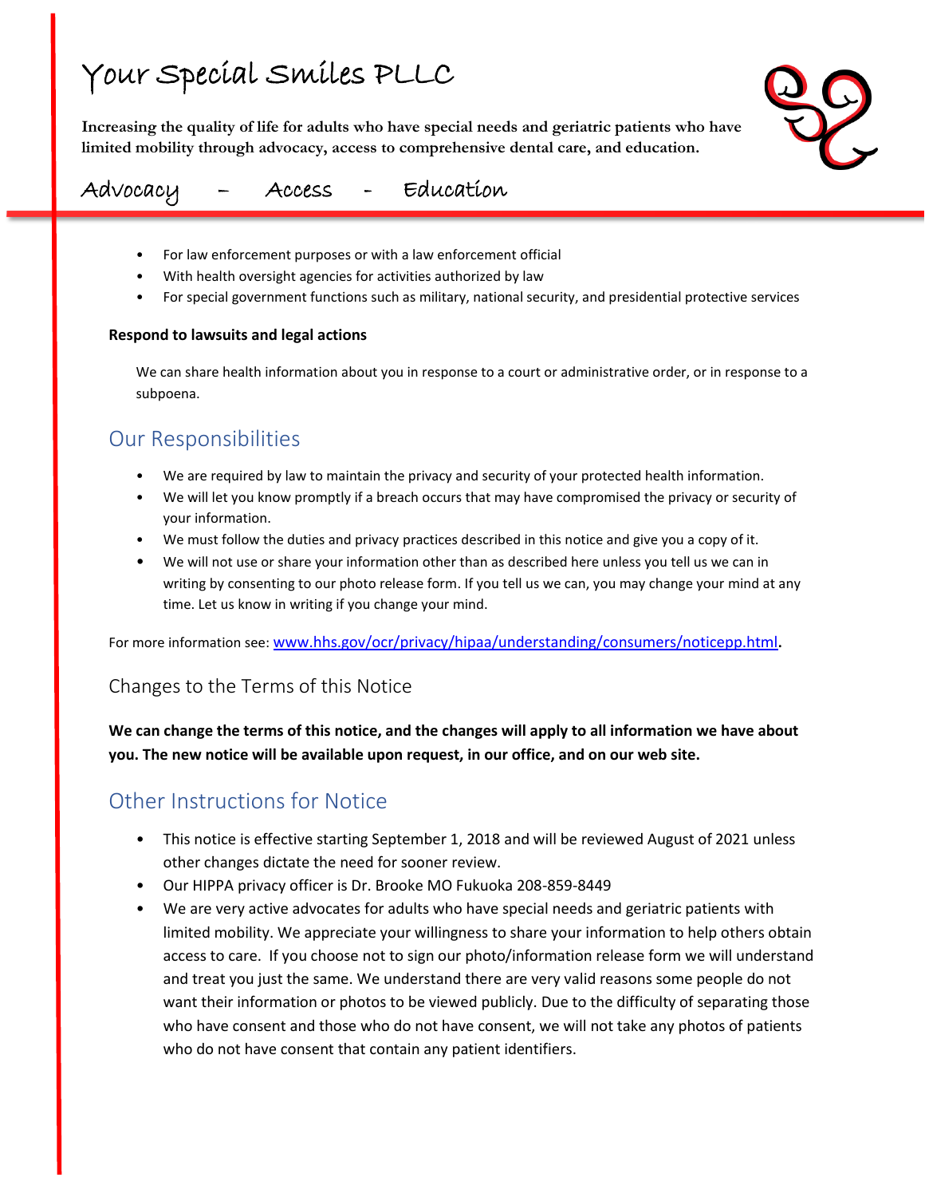- For law enforcement purposes or with a law enforcement official
- With health oversight agencies for activities authorized by law
- For special government functions such as military, national security, and presidential protective services

**Respond to lawsuits and legal actions**

We can share health information about you in response to a court or administrative order, or in response to a subpoena.

## Our Responsibilities

- We are required by law to maintain the privacy and security of your protected health information.
- We will let you know promptly if a breach occurs that may have compromised the privacy or security of your information.
- We must follow the duties and privacy practices described in this notice and give you a copy of it.
- We will not use or share your information other than as described here unless you tell us we can in writing by consenting to our photo release form. If you tell us we can, you may change your mind at any time. Let us know in writing if you change your mind.

For more information see: www.hhs.gov/ocr/privacy/hipaa/understanding/consumers/noticepp.html.

### Changes to the Terms of this Notice

**We can change the terms of this notice, and the changes will apply to all information we have about you. The new notice will be available upon request, in our office, and on our web site.**

## Other Instructions for Notice

- This notice is effective starting September 1, 2018 and will be reviewed August of 2021 unless other changes dictate the need for sooner review.
- Our HIPPA privacy officer is Dr. Brooke MO Fukuoka 208-859-8449
- We are very active advocates for adults who have special needs and geriatric patients with limited mobility. We appreciate your willingness to share your information to help others obtain access to care. If you choose not to sign our photo/information release form we will understand and treat you just the same. We understand there are very valid reasons some people do not want their information or photos to be viewed publicly. Due to the difficulty of separating those who have consent and those who do not have consent, we will not take any photos of patients who do not have consent that contain any patient identifiers.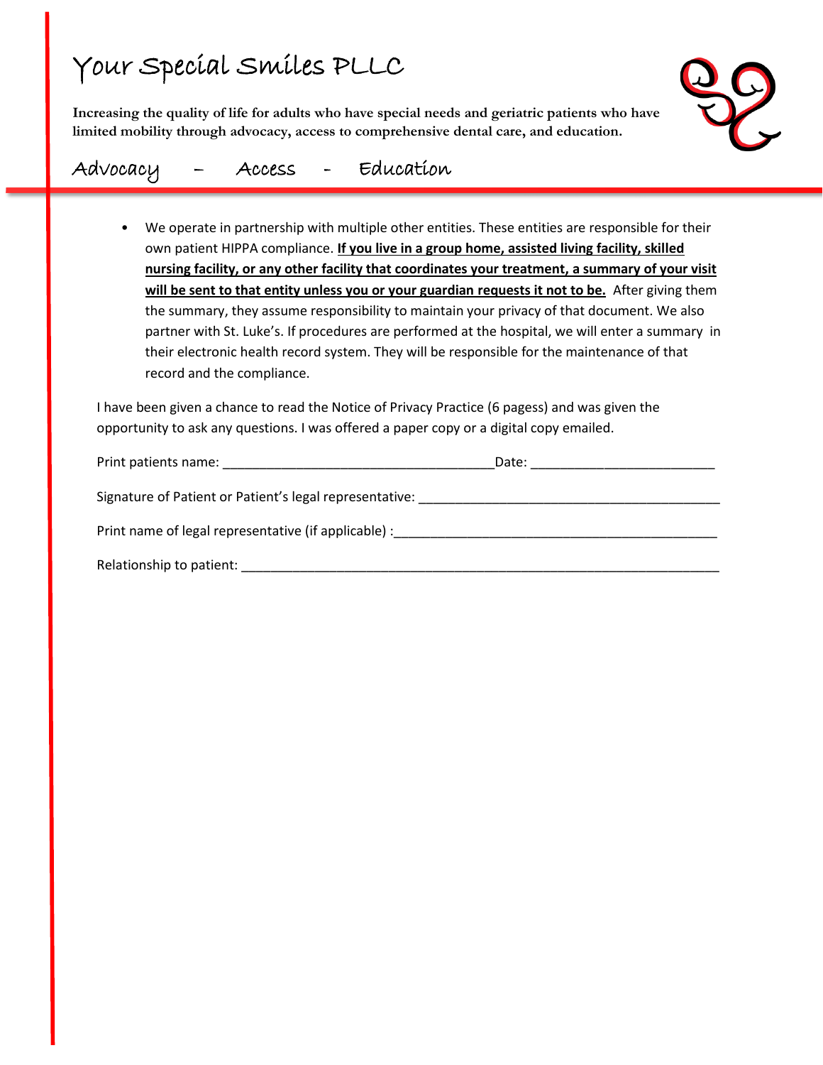# Your Special Smiles PLLC

**Increasing the quality of life for adults who have special needs and geriatric patients who have limited mobility through advocacy, access to comprehensive dental care, and education.**

Advocacy – Access - Education

- We operate in partnership with multiple other entities. These entities are responsible for their own patient HIPPA compliance. **If you live in a group home, assisted living facility, skilled nursing facility, or any other facility that coordinates your treatment, a summary of your visit will be sent to that entity unless you or your guardian requests it not to be.** After giving them the summary, they assume responsibility to maintain your privacy of that document. We also partner with St. Luke's. If procedures are performed at the hospital, we will enter a summary in their electronic health record system. They will be responsible for the maintenance of that record and the compliance.

I have been given a chance to read the Notice of Privacy Practice (6 pagess) and was given the opportunity to ask any questions. I was offered a paper copy or a digital copy emailed.

Print patients name: ____________________________________Date: ________________________

Signature of Patient or Patient's legal representative: ________________________________________

Print name of legal representative (if applicable) :___________________________________________

Relationship to patient: _______________________________________________________________